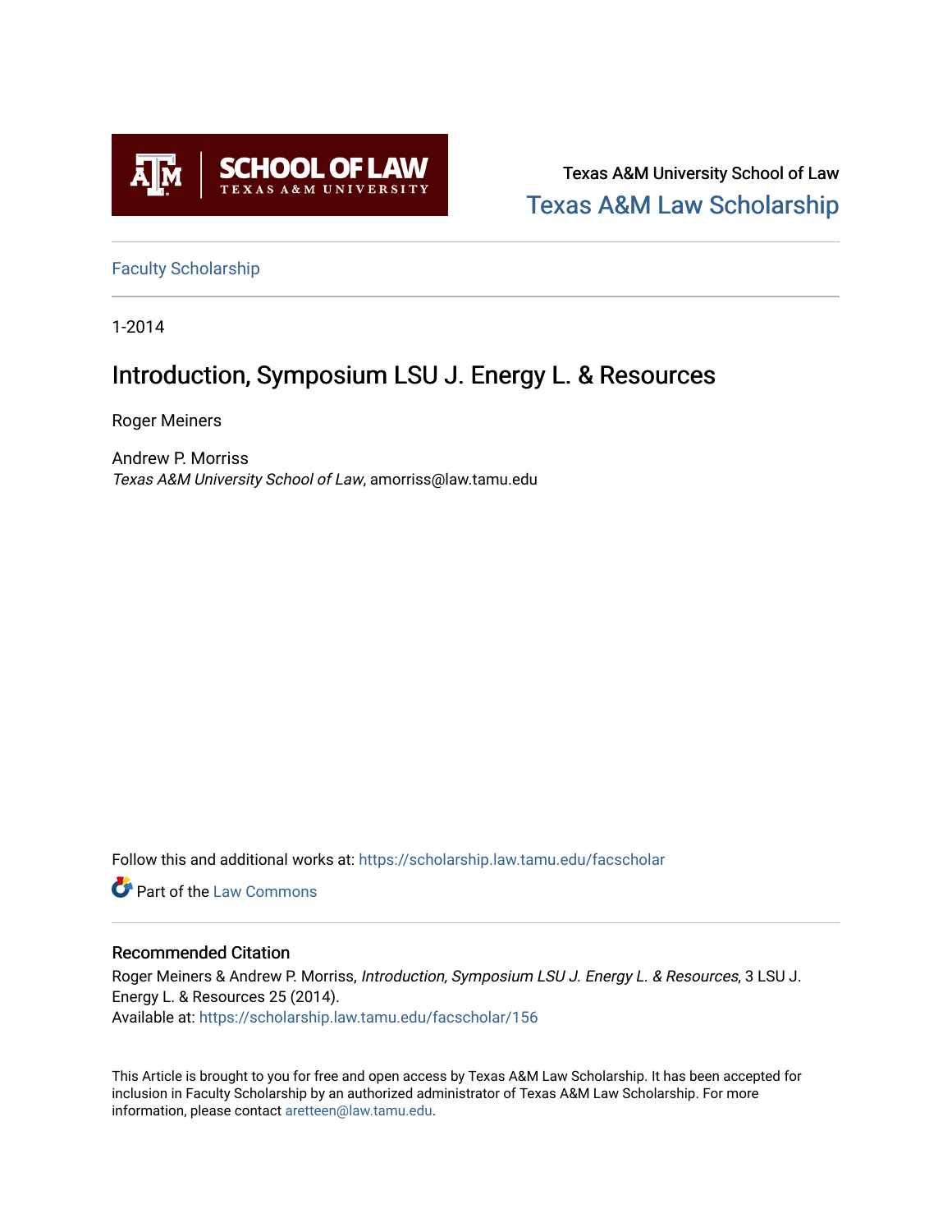Texas A&M University School of Law

Texas A&M Law Scholarship

Faculty Scholarship

1-2014

# Introduction, Symposium LSU J. Energy L. & Resources

Roger Meiners

Andrew P. Morriss
*Texas A&M University School of Law*, amorriss@law.tamu.edu

Follow this and additional works at: https://scholarship.law.tamu.edu/facscholar

Part of the Law Commons

## Recommended Citation

Roger Meiners & Andrew P. Morriss, *Introduction, Symposium LSU J. Energy L. & Resources*, 3 LSU J. Energy L. & Resources 25 (2014).
Available at: https://scholarship.law.tamu.edu/facscholar/156

This Article is brought to you for free and open access by Texas A&M Law Scholarship. It has been accepted for inclusion in Faculty Scholarship by an authorized administrator of Texas A&M Law Scholarship. For more information, please contact aretteen@law.tamu.edu.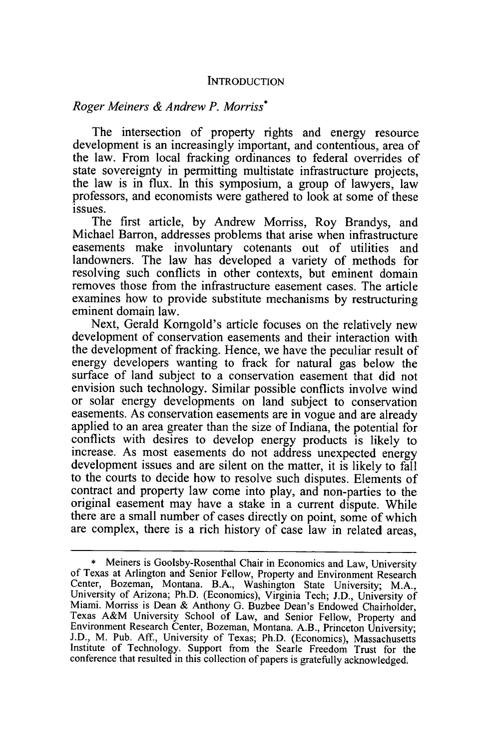# INTRODUCTION

*Roger Meiners & Andrew P. Morriss**

The intersection of property rights and energy resource development is an increasingly important, and contentious, area of the law. From local fracking ordinances to federal overrides of state sovereignty in permitting multistate infrastructure projects, the law is in flux. In this symposium, a group of lawyers, law professors, and economists were gathered to look at some of these issues.

The first article, by Andrew Morriss, Roy Brandys, and Michael Barron, addresses problems that arise when infrastructure easements make involuntary cotenants out of utilities and landowners. The law has developed a variety of methods for resolving such conflicts in other contexts, but eminent domain removes those from the infrastructure easement cases. The article examines how to provide substitute mechanisms by restructuring eminent domain law.

Next, Gerald Korngold's article focuses on the relatively new development of conservation easements and their interaction with the development of fracking. Hence, we have the peculiar result of energy developers wanting to frack for natural gas below the surface of land subject to a conservation easement that did not envision such technology. Similar possible conflicts involve wind or solar energy developments on land subject to conservation easements. As conservation easements are in vogue and are already applied to an area greater than the size of Indiana, the potential for conflicts with desires to develop energy products is likely to increase. As most easements do not address unexpected energy development issues and are silent on the matter, it is likely to fall to the courts to decide how to resolve such disputes. Elements of contract and property law come into play, and non-parties to the original easement may have a stake in a current dispute. While there are a small number of cases directly on point, some of which are complex, there is a rich history of case law in related areas,

---

\* Meiners is Goolsby-Rosenthal Chair in Economics and Law, University of Texas at Arlington and Senior Fellow, Property and Environment Research Center, Bozeman, Montana. B.A., Washington State University; M.A., University of Arizona; Ph.D. (Economics), Virginia Tech; J.D., University of Miami. Morriss is Dean & Anthony G. Buzbee Dean's Endowed Chairholder, Texas A&M University School of Law, and Senior Fellow, Property and Environment Research Center, Bozeman, Montana. A.B., Princeton University; J.D., M. Pub. Aff., University of Texas; Ph.D. (Economics), Massachusetts Institute of Technology. Support from the Searle Freedom Trust for the conference that resulted in this collection of papers is gratefully acknowledged.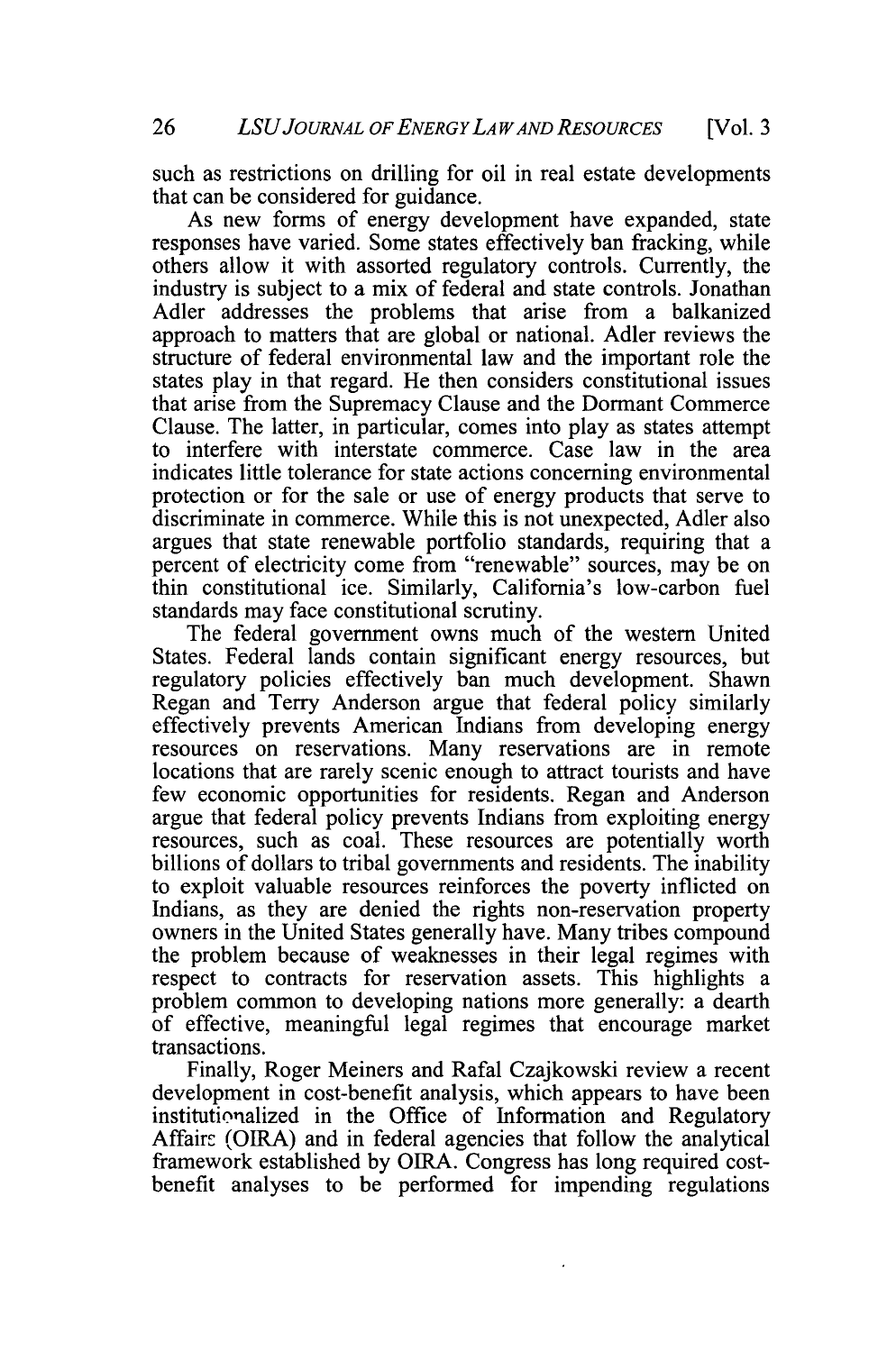such as restrictions on drilling for oil in real estate developments that can be considered for guidance.

As new forms of energy development have expanded, state responses have varied. Some states effectively ban fracking, while others allow it with assorted regulatory controls. Currently, the industry is subject to a mix of federal and state controls. Jonathan Adler addresses the problems that arise from a balkanized approach to matters that are global or national. Adler reviews the structure of federal environmental law and the important role the states play in that regard. He then considers constitutional issues that arise from the Supremacy Clause and the Dormant Commerce Clause. The latter, in particular, comes into play as states attempt to interfere with interstate commerce. Case law in the area indicates little tolerance for state actions concerning environmental protection or for the sale or use of energy products that serve to discriminate in commerce. While this is not unexpected, Adler also argues that state renewable portfolio standards, requiring that a percent of electricity come from "renewable" sources, may be on thin constitutional ice. Similarly, California's low-carbon fuel standards may face constitutional scrutiny.

The federal government owns much of the western United States. Federal lands contain significant energy resources, but regulatory policies effectively ban much development. Shawn Regan and Terry Anderson argue that federal policy similarly effectively prevents American Indians from developing energy resources on reservations. Many reservations are in remote locations that are rarely scenic enough to attract tourists and have few economic opportunities for residents. Regan and Anderson argue that federal policy prevents Indians from exploiting energy resources, such as coal. These resources are potentially worth billions of dollars to tribal governments and residents. The inability to exploit valuable resources reinforces the poverty inflicted on Indians, as they are denied the rights non-reservation property owners in the United States generally have. Many tribes compound the problem because of weaknesses in their legal regimes with respect to contracts for reservation assets. This highlights a problem common to developing nations more generally: a dearth of effective, meaningful legal regimes that encourage market transactions.

Finally, Roger Meiners and Rafal Czajkowski review a recent development in cost-benefit analysis, which appears to have been institutionalized in the Office of Information and Regulatory Affairs (OIRA) and in federal agencies that follow the analytical framework established by OIRA. Congress has long required cost-benefit analyses to be performed for impending regulations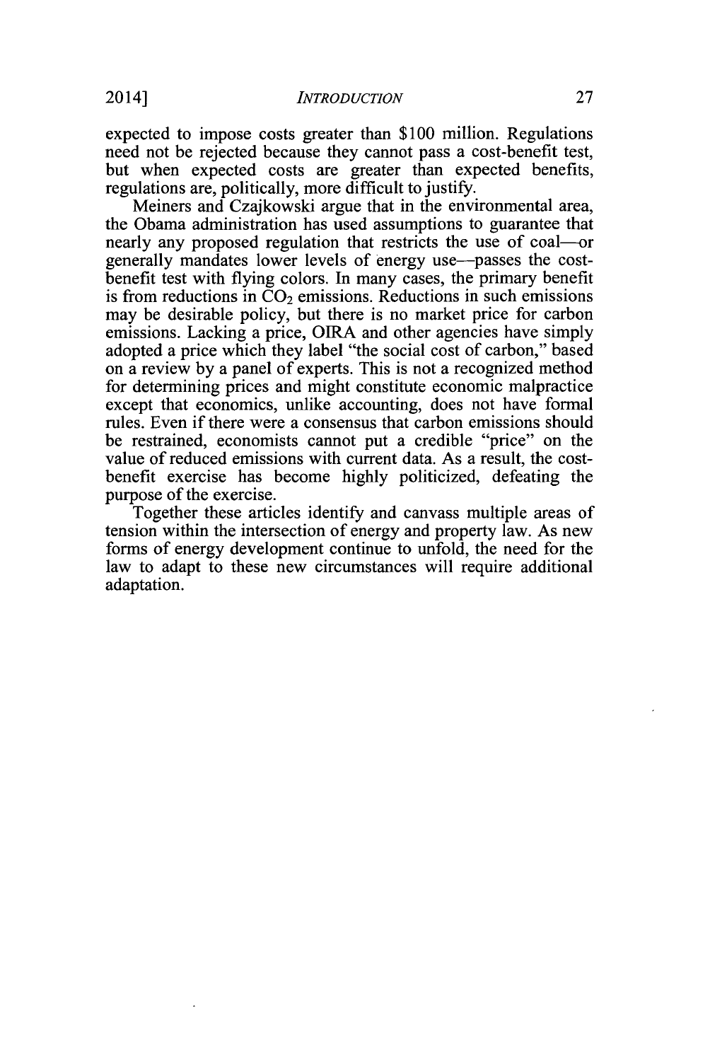expected to impose costs greater than $100 million. Regulations need not be rejected because they cannot pass a cost-benefit test, but when expected costs are greater than expected benefits, regulations are, politically, more difficult to justify.

Meiners and Czajkowski argue that in the environmental area, the Obama administration has used assumptions to guarantee that nearly any proposed regulation that restricts the use of coal—or generally mandates lower levels of energy use—passes the cost-benefit test with flying colors. In many cases, the primary benefit is from reductions in $CO_2$ emissions. Reductions in such emissions may be desirable policy, but there is no market price for carbon emissions. Lacking a price, OIRA and other agencies have simply adopted a price which they label "the social cost of carbon," based on a review by a panel of experts. This is not a recognized method for determining prices and might constitute economic malpractice except that economics, unlike accounting, does not have formal rules. Even if there were a consensus that carbon emissions should be restrained, economists cannot put a credible "price" on the value of reduced emissions with current data. As a result, the cost-benefit exercise has become highly politicized, defeating the purpose of the exercise.

Together these articles identify and canvass multiple areas of tension within the intersection of energy and property law. As new forms of energy development continue to unfold, the need for the law to adapt to these new circumstances will require additional adaptation.